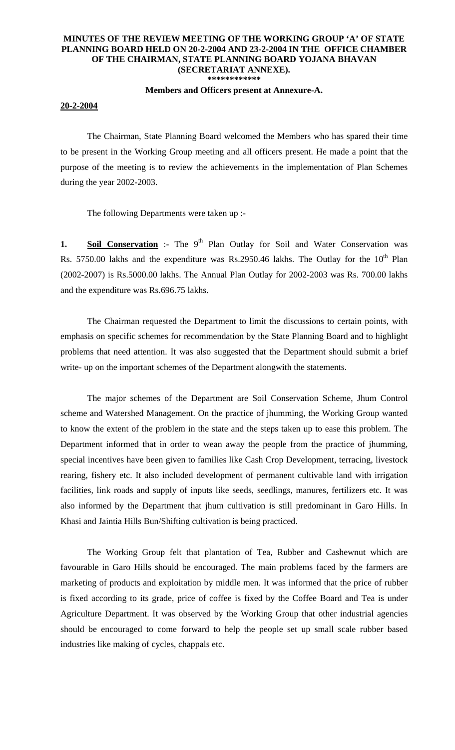# MINUTES OF THE REVIEW MEETING OF THE WORKING GROUP 'A' OF STATE PLANNING BOARD HELD ON 20-2-2004 AND 23-2-2004 IN THE OFFICE CHAMBER OF THE CHAIRMAN, STATE PLANNING BOARD YOJANA BHAVAN (SECRETARIAT ANNEXE).

\*\*\*\*\*\*\*\*\*\*\*\*

**Members and Officers present at Annexure-A.**

**20-2-2004**

The Chairman, State Planning Board welcomed the Members who has spared their time to be present in the Working Group meeting and all officers present. He made a point that the purpose of the meeting is to review the achievements in the implementation of Plan Schemes during the year 2002-2003.

The following Departments were taken up :-

**1. Soil Conservation** :- The 9th Plan Outlay for Soil and Water Conservation was Rs. 5750.00 lakhs and the expenditure was Rs.2950.46 lakhs. The Outlay for the 10th Plan (2002-2007) is Rs.5000.00 lakhs. The Annual Plan Outlay for 2002-2003 was Rs. 700.00 lakhs and the expenditure was Rs.696.75 lakhs.

The Chairman requested the Department to limit the discussions to certain points, with emphasis on specific schemes for recommendation by the State Planning Board and to highlight problems that need attention. It was also suggested that the Department should submit a brief write- up on the important schemes of the Department alongwith the statements.

The major schemes of the Department are Soil Conservation Scheme, Jhum Control scheme and Watershed Management. On the practice of jhumming, the Working Group wanted to know the extent of the problem in the state and the steps taken up to ease this problem. The Department informed that in order to wean away the people from the practice of jhumming, special incentives have been given to families like Cash Crop Development, terracing, livestock rearing, fishery etc. It also included development of permanent cultivable land with irrigation facilities, link roads and supply of inputs like seeds, seedlings, manures, fertilizers etc. It was also informed by the Department that jhum cultivation is still predominant in Garo Hills. In Khasi and Jaintia Hills Bun/Shifting cultivation is being practiced.

The Working Group felt that plantation of Tea, Rubber and Cashewnut which are favourable in Garo Hills should be encouraged. The main problems faced by the farmers are marketing of products and exploitation by middle men. It was informed that the price of rubber is fixed according to its grade, price of coffee is fixed by the Coffee Board and Tea is under Agriculture Department. It was observed by the Working Group that other industrial agencies should be encouraged to come forward to help the people set up small scale rubber based industries like making of cycles, chappals etc.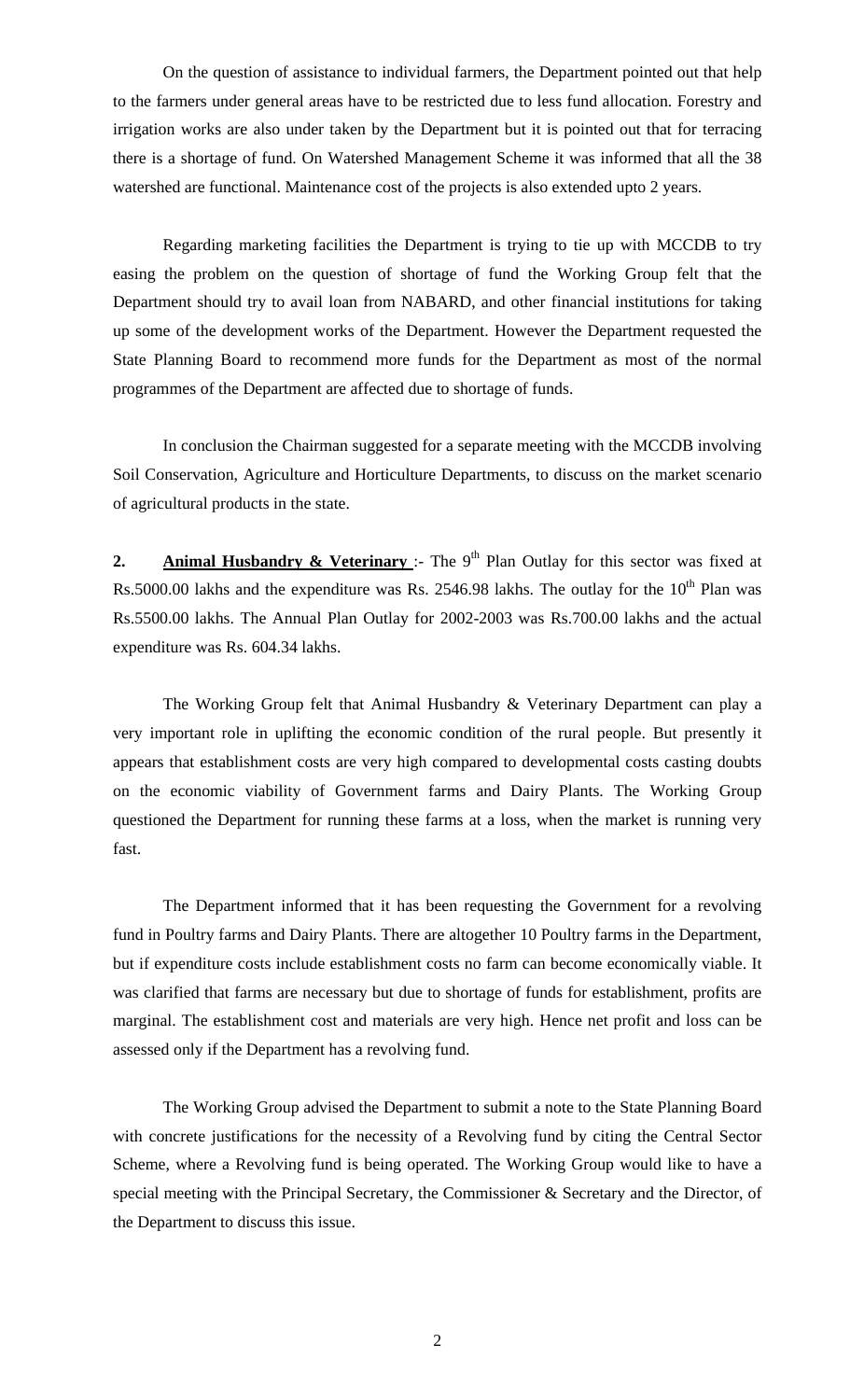On the question of assistance to individual farmers, the Department pointed out that help to the farmers under general areas have to be restricted due to less fund allocation. Forestry and irrigation works are also under taken by the Department but it is pointed out that for terracing there is a shortage of fund. On Watershed Management Scheme it was informed that all the 38 watershed are functional. Maintenance cost of the projects is also extended upto 2 years.

Regarding marketing facilities the Department is trying to tie up with MCCDB to try easing the problem on the question of shortage of fund the Working Group felt that the Department should try to avail loan from NABARD, and other financial institutions for taking up some of the development works of the Department. However the Department requested the State Planning Board to recommend more funds for the Department as most of the normal programmes of the Department are affected due to shortage of funds.

In conclusion the Chairman suggested for a separate meeting with the MCCDB involving Soil Conservation, Agriculture and Horticulture Departments, to discuss on the market scenario of agricultural products in the state.

**2. <u>Animal Husbandry & Veterinary</u>** :- The 9th Plan Outlay for this sector was fixed at Rs.5000.00 lakhs and the expenditure was Rs. 2546.98 lakhs. The outlay for the 10th Plan was Rs.5500.00 lakhs. The Annual Plan Outlay for 2002-2003 was Rs.700.00 lakhs and the actual expenditure was Rs. 604.34 lakhs.

The Working Group felt that Animal Husbandry & Veterinary Department can play a very important role in uplifting the economic condition of the rural people. But presently it appears that establishment costs are very high compared to developmental costs casting doubts on the economic viability of Government farms and Dairy Plants. The Working Group questioned the Department for running these farms at a loss, when the market is running very fast.

The Department informed that it has been requesting the Government for a revolving fund in Poultry farms and Dairy Plants. There are altogether 10 Poultry farms in the Department, but if expenditure costs include establishment costs no farm can become economically viable. It was clarified that farms are necessary but due to shortage of funds for establishment, profits are marginal. The establishment cost and materials are very high. Hence net profit and loss can be assessed only if the Department has a revolving fund.

The Working Group advised the Department to submit a note to the State Planning Board with concrete justifications for the necessity of a Revolving fund by citing the Central Sector Scheme, where a Revolving fund is being operated. The Working Group would like to have a special meeting with the Principal Secretary, the Commissioner & Secretary and the Director, of the Department to discuss this issue.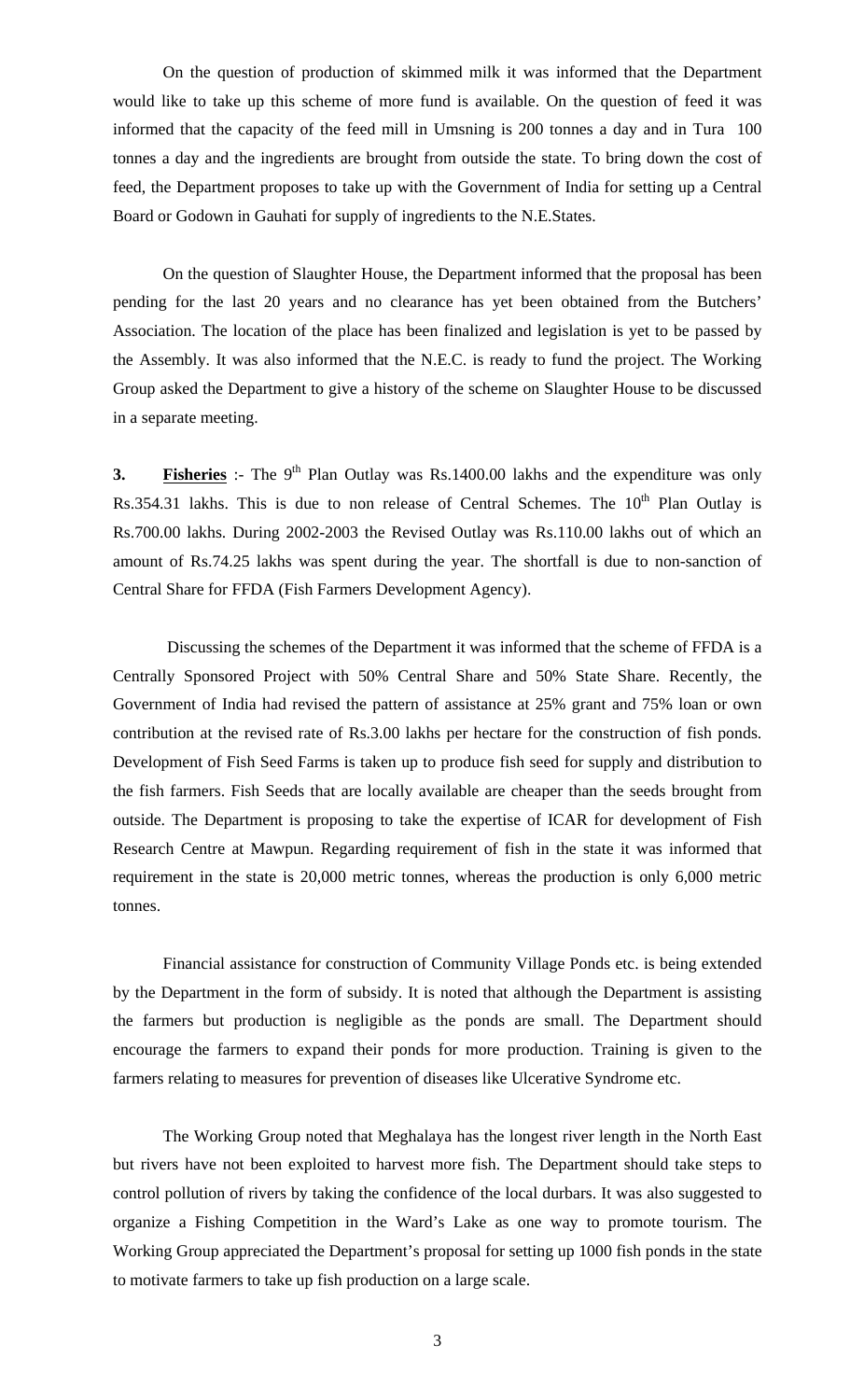On the question of production of skimmed milk it was informed that the Department would like to take up this scheme of more fund is available. On the question of feed it was informed that the capacity of the feed mill in Umsning is 200 tonnes a day and in Tura 100 tonnes a day and the ingredients are brought from outside the state. To bring down the cost of feed, the Department proposes to take up with the Government of India for setting up a Central Board or Godown in Gauhati for supply of ingredients to the N.E.States.

On the question of Slaughter House, the Department informed that the proposal has been pending for the last 20 years and no clearance has yet been obtained from the Butchers' Association. The location of the place has been finalized and legislation is yet to be passed by the Assembly. It was also informed that the N.E.C. is ready to fund the project. The Working Group asked the Department to give a history of the scheme on Slaughter House to be discussed in a separate meeting.

**3. Fisheries** :- The 9th Plan Outlay was Rs.1400.00 lakhs and the expenditure was only Rs.354.31 lakhs. This is due to non release of Central Schemes. The 10th Plan Outlay is Rs.700.00 lakhs. During 2002-2003 the Revised Outlay was Rs.110.00 lakhs out of which an amount of Rs.74.25 lakhs was spent during the year. The shortfall is due to non-sanction of Central Share for FFDA (Fish Farmers Development Agency).

Discussing the schemes of the Department it was informed that the scheme of FFDA is a Centrally Sponsored Project with 50% Central Share and 50% State Share. Recently, the Government of India had revised the pattern of assistance at 25% grant and 75% loan or own contribution at the revised rate of Rs.3.00 lakhs per hectare for the construction of fish ponds. Development of Fish Seed Farms is taken up to produce fish seed for supply and distribution to the fish farmers. Fish Seeds that are locally available are cheaper than the seeds brought from outside. The Department is proposing to take the expertise of ICAR for development of Fish Research Centre at Mawpun. Regarding requirement of fish in the state it was informed that requirement in the state is 20,000 metric tonnes, whereas the production is only 6,000 metric tonnes.

Financial assistance for construction of Community Village Ponds etc. is being extended by the Department in the form of subsidy. It is noted that although the Department is assisting the farmers but production is negligible as the ponds are small. The Department should encourage the farmers to expand their ponds for more production. Training is given to the farmers relating to measures for prevention of diseases like Ulcerative Syndrome etc.

The Working Group noted that Meghalaya has the longest river length in the North East but rivers have not been exploited to harvest more fish. The Department should take steps to control pollution of rivers by taking the confidence of the local durbars. It was also suggested to organize a Fishing Competition in the Ward's Lake as one way to promote tourism. The Working Group appreciated the Department's proposal for setting up 1000 fish ponds in the state to motivate farmers to take up fish production on a large scale.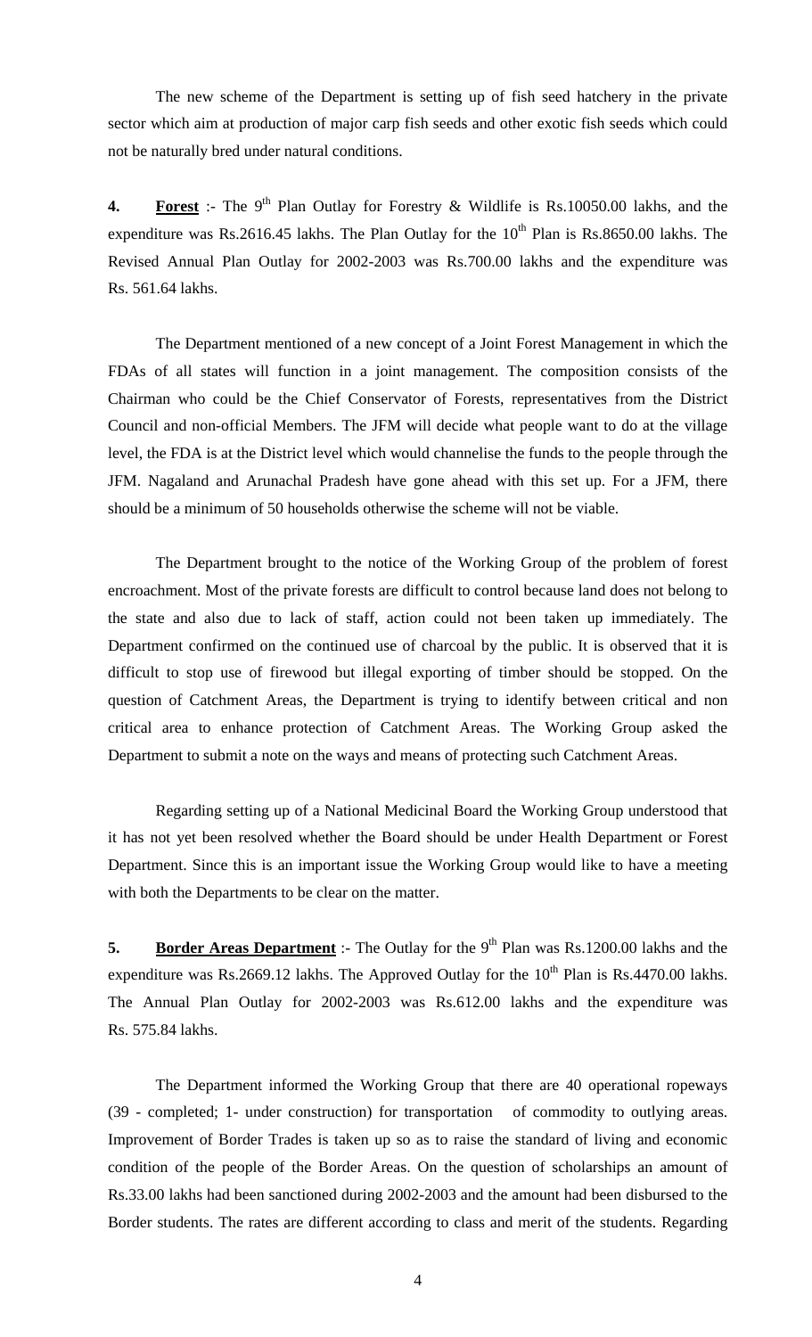The new scheme of the Department is setting up of fish seed hatchery in the private sector which aim at production of major carp fish seeds and other exotic fish seeds which could not be naturally bred under natural conditions.

**4. Forest** :- The 9th Plan Outlay for Forestry & Wildlife is Rs.10050.00 lakhs, and the expenditure was Rs.2616.45 lakhs. The Plan Outlay for the 10th Plan is Rs.8650.00 lakhs. The Revised Annual Plan Outlay for 2002-2003 was Rs.700.00 lakhs and the expenditure was Rs. 561.64 lakhs.

The Department mentioned of a new concept of a Joint Forest Management in which the FDAs of all states will function in a joint management. The composition consists of the Chairman who could be the Chief Conservator of Forests, representatives from the District Council and non-official Members. The JFM will decide what people want to do at the village level, the FDA is at the District level which would channelise the funds to the people through the JFM. Nagaland and Arunachal Pradesh have gone ahead with this set up. For a JFM, there should be a minimum of 50 households otherwise the scheme will not be viable.

The Department brought to the notice of the Working Group of the problem of forest encroachment. Most of the private forests are difficult to control because land does not belong to the state and also due to lack of staff, action could not been taken up immediately. The Department confirmed on the continued use of charcoal by the public. It is observed that it is difficult to stop use of firewood but illegal exporting of timber should be stopped. On the question of Catchment Areas, the Department is trying to identify between critical and non critical area to enhance protection of Catchment Areas. The Working Group asked the Department to submit a note on the ways and means of protecting such Catchment Areas.

Regarding setting up of a National Medicinal Board the Working Group understood that it has not yet been resolved whether the Board should be under Health Department or Forest Department. Since this is an important issue the Working Group would like to have a meeting with both the Departments to be clear on the matter.

**5. Border Areas Department** :- The Outlay for the 9th Plan was Rs.1200.00 lakhs and the expenditure was Rs.2669.12 lakhs. The Approved Outlay for the 10th Plan is Rs.4470.00 lakhs. The Annual Plan Outlay for 2002-2003 was Rs.612.00 lakhs and the expenditure was Rs. 575.84 lakhs.

The Department informed the Working Group that there are 40 operational ropeways (39 - completed; 1- under construction) for transportation of commodity to outlying areas. Improvement of Border Trades is taken up so as to raise the standard of living and economic condition of the people of the Border Areas. On the question of scholarships an amount of Rs.33.00 lakhs had been sanctioned during 2002-2003 and the amount had been disbursed to the Border students. The rates are different according to class and merit of the students. Regarding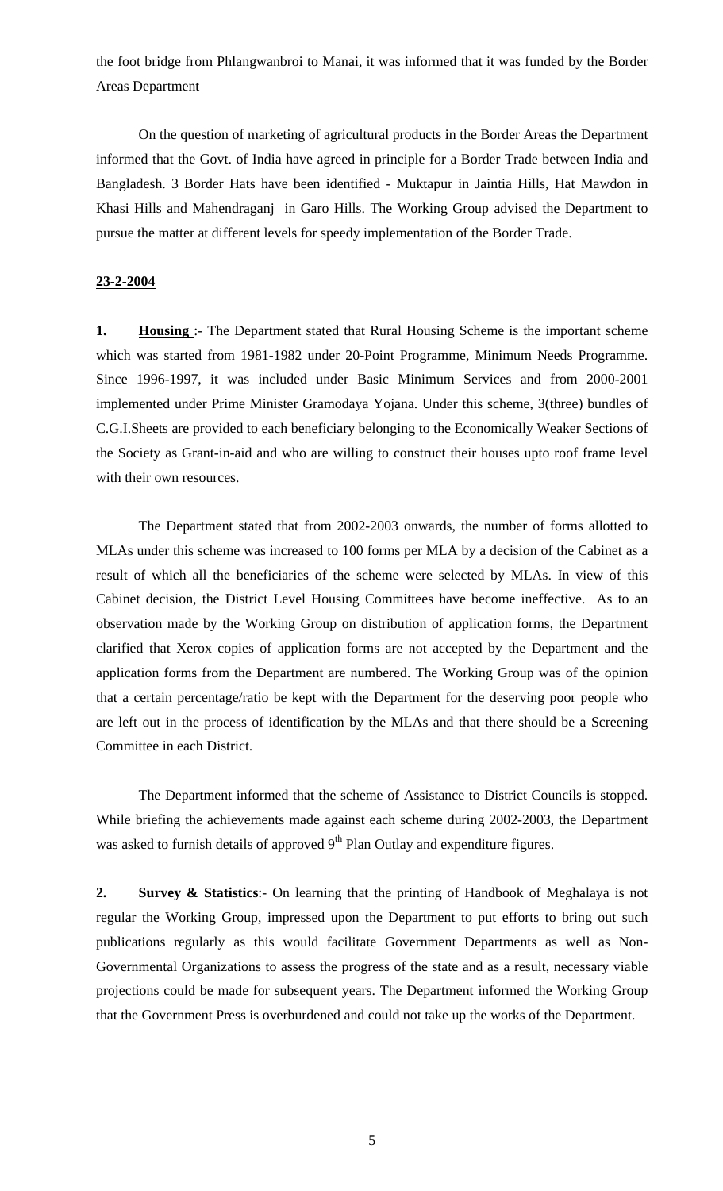the foot bridge from Phlangwanbroi to Manai, it was informed that it was funded by the Border Areas Department

On the question of marketing of agricultural products in the Border Areas the Department informed that the Govt. of India have agreed in principle for a Border Trade between India and Bangladesh. 3 Border Hats have been identified - Muktapur in Jaintia Hills, Hat Mawdon in Khasi Hills and Mahendraganj in Garo Hills. The Working Group advised the Department to pursue the matter at different levels for speedy implementation of the Border Trade.

**23-2-2004**

**1. Housing** :- The Department stated that Rural Housing Scheme is the important scheme which was started from 1981-1982 under 20-Point Programme, Minimum Needs Programme. Since 1996-1997, it was included under Basic Minimum Services and from 2000-2001 implemented under Prime Minister Gramodaya Yojana. Under this scheme, 3(three) bundles of C.G.I.Sheets are provided to each beneficiary belonging to the Economically Weaker Sections of the Society as Grant-in-aid and who are willing to construct their houses upto roof frame level with their own resources.

The Department stated that from 2002-2003 onwards, the number of forms allotted to MLAs under this scheme was increased to 100 forms per MLA by a decision of the Cabinet as a result of which all the beneficiaries of the scheme were selected by MLAs. In view of this Cabinet decision, the District Level Housing Committees have become ineffective. As to an observation made by the Working Group on distribution of application forms, the Department clarified that Xerox copies of application forms are not accepted by the Department and the application forms from the Department are numbered. The Working Group was of the opinion that a certain percentage/ratio be kept with the Department for the deserving poor people who are left out in the process of identification by the MLAs and that there should be a Screening Committee in each District.

The Department informed that the scheme of Assistance to District Councils is stopped. While briefing the achievements made against each scheme during 2002-2003, the Department was asked to furnish details of approved 9th Plan Outlay and expenditure figures.

**2. Survey & Statistics**:- On learning that the printing of Handbook of Meghalaya is not regular the Working Group, impressed upon the Department to put efforts to bring out such publications regularly as this would facilitate Government Departments as well as Non-Governmental Organizations to assess the progress of the state and as a result, necessary viable projections could be made for subsequent years. The Department informed the Working Group that the Government Press is overburdened and could not take up the works of the Department.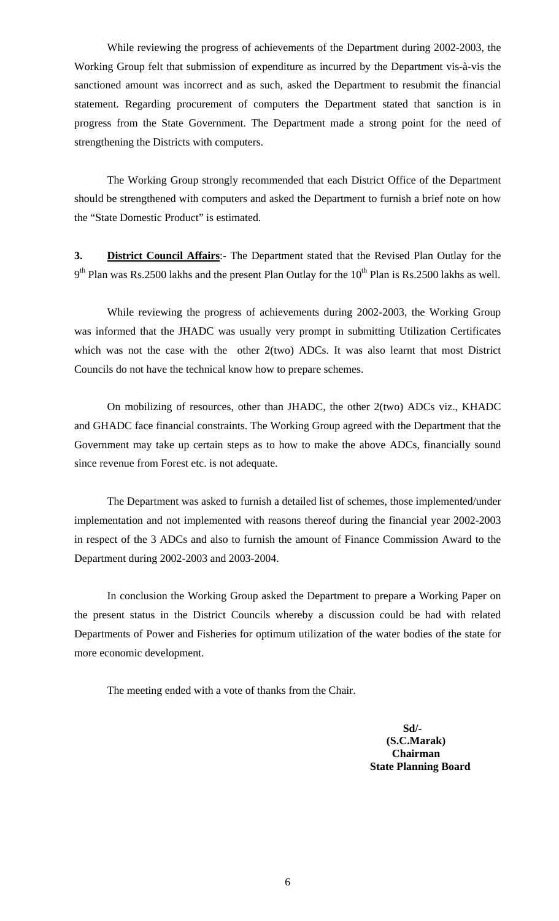While reviewing the progress of achievements of the Department during 2002-2003, the Working Group felt that submission of expenditure as incurred by the Department vis-à-vis the sanctioned amount was incorrect and as such, asked the Department to resubmit the financial statement. Regarding procurement of computers the Department stated that sanction is in progress from the State Government. The Department made a strong point for the need of strengthening the Districts with computers.

The Working Group strongly recommended that each District Office of the Department should be strengthened with computers and asked the Department to furnish a brief note on how the "State Domestic Product" is estimated.

**3. District Council Affairs**:- The Department stated that the Revised Plan Outlay for the 9th Plan was Rs.2500 lakhs and the present Plan Outlay for the 10th Plan is Rs.2500 lakhs as well.

While reviewing the progress of achievements during 2002-2003, the Working Group was informed that the JHADC was usually very prompt in submitting Utilization Certificates which was not the case with the other 2(two) ADCs. It was also learnt that most District Councils do not have the technical know how to prepare schemes.

On mobilizing of resources, other than JHADC, the other 2(two) ADCs viz., KHADC and GHADC face financial constraints. The Working Group agreed with the Department that the Government may take up certain steps as to how to make the above ADCs, financially sound since revenue from Forest etc. is not adequate.

The Department was asked to furnish a detailed list of schemes, those implemented/under implementation and not implemented with reasons thereof during the financial year 2002-2003 in respect of the 3 ADCs and also to furnish the amount of Finance Commission Award to the Department during 2002-2003 and 2003-2004.

In conclusion the Working Group asked the Department to prepare a Working Paper on the present status in the District Councils whereby a discussion could be had with related Departments of Power and Fisheries for optimum utilization of the water bodies of the state for more economic development.

The meeting ended with a vote of thanks from the Chair.

**Sd/-**
**(S.C.Marak)**
**Chairman**
**State Planning Board**